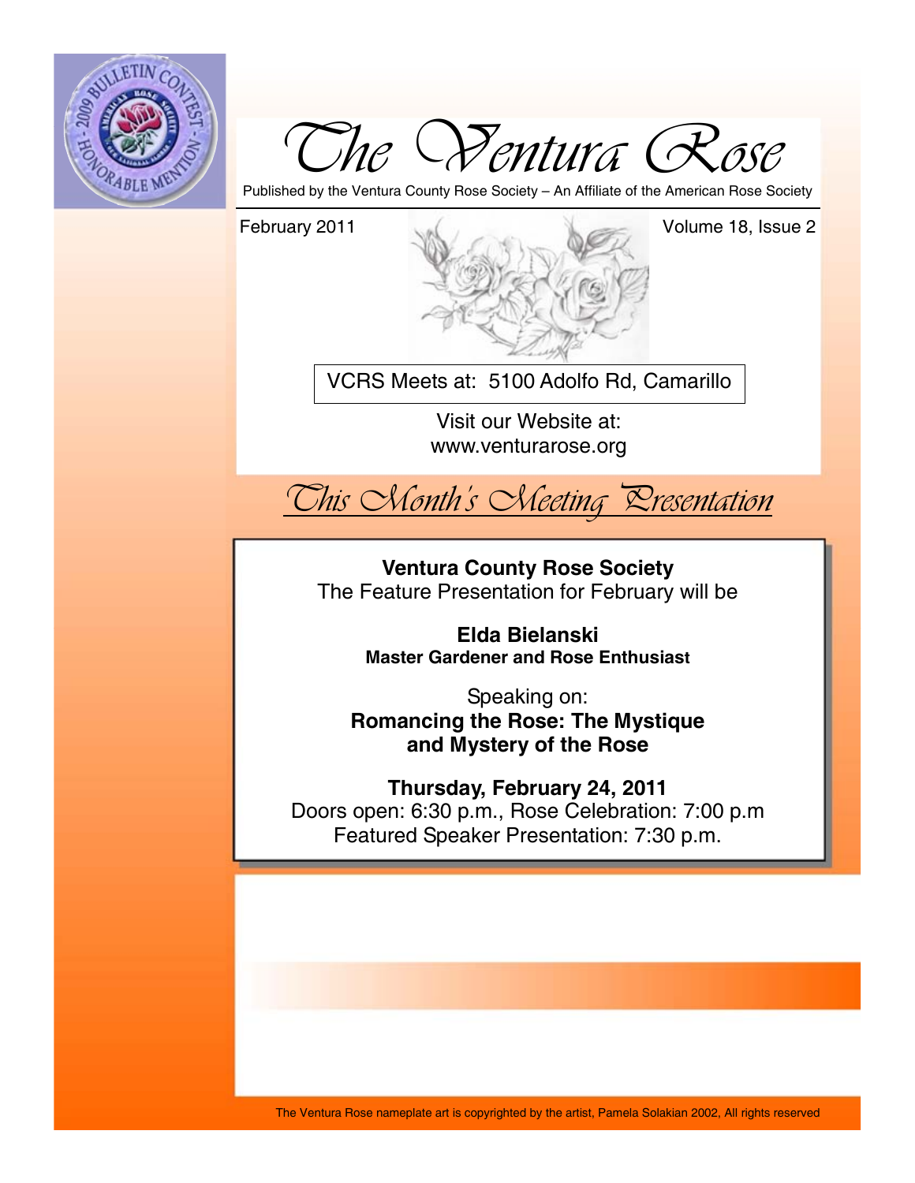# The Ventura Rose

Published by the Ventura County Rose Society – An Affiliate of the American Rose Society

February 2011 Volume 18, Issue 2

VCRS Meets at: 5100 Adolfo Rd, Camarillo

Visit our Website at:
www.venturarose.org

## This Month's Meeting Presentation

**Ventura County Rose Society**
The Feature Presentation for February will be

**Elda Bielanski**
**Master Gardener and Rose Enthusiast**

Speaking on:
**Romancing the Rose: The Mystique and Mystery of the Rose**

**Thursday, February 24, 2011**
Doors open: 6:30 p.m., Rose Celebration: 7:00 p.m
Featured Speaker Presentation: 7:30 p.m.

The Ventura Rose nameplate art is copyrighted by the artist, Pamela Solakian 2002, All rights reserved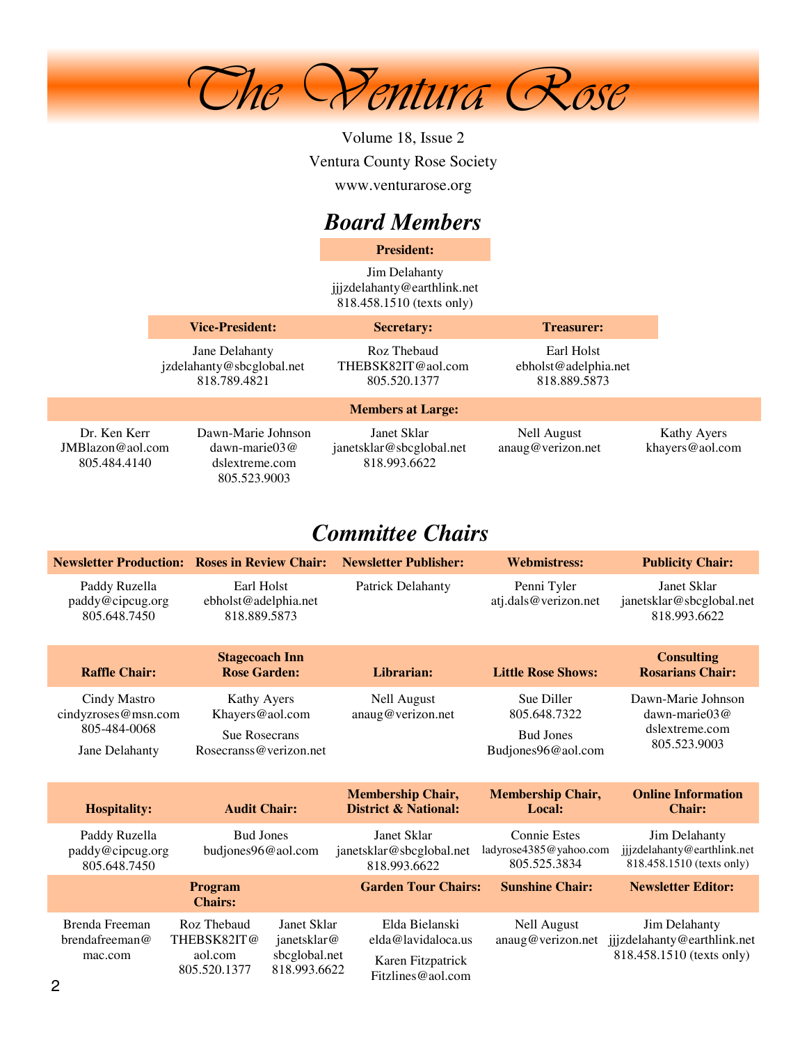# The Ventura Rose

Volume 18, Issue 2

Ventura County Rose Society

www.venturarose.org

## Board Members

**President:**

Jim Delahanty
jjjzdelahanty@earthlink.net
818.458.1510 (texts only)

| Vice-President: | Secretary: | Treasurer: |
|---|---|---|
| Jane Delahanty<br>jzdelahanty@sbcglobal.net<br>818.789.4821 | Roz Thebaud<br>THEBSK82IT@aol.com<br>805.520.1377 | Earl Holst<br>ebholst@adelphia.net<br>818.889.5873 |

**Members at Large:**

| | | | | |
|---|---|---|---|---|
| Dr. Ken Kerr<br>JMBlazon@aol.com<br>805.484.4140 | Dawn-Marie Johnson<br>dawn-marie03@<br>dslextreme.com<br>805.523.9003 | Janet Sklar<br>janetsklar@sbcglobal.net<br>818.993.6622 | Nell August<br>anaug@verizon.net | Kathy Ayers<br>khayers@aol.com |

## Committee Chairs

| Newsletter Production: | Roses in Review Chair: | Newsletter Publisher: | Webmistress: | Publicity Chair: |
|---|---|---|---|---|
| Paddy Ruzella<br>paddy@cipcug.org<br>805.648.7450 | Earl Holst<br>ebholst@adelphia.net<br>818.889.5873 | Patrick Delahanty | Penni Tyler<br>atj.dals@verizon.net | Janet Sklar<br>janetsklar@sbcglobal.net<br>818.993.6622 |

| Raffle Chair: | Stagecoach Inn Rose Garden: | Librarian: | Little Rose Shows: | Consulting Rosarians Chair: |
|---|---|---|---|---|
| Cindy Mastro<br>cindyzroses@msn.com<br>805-484-0068<br>Jane Delahanty | Kathy Ayers<br>Khayers@aol.com<br>Sue Rosecrans<br>Rosecranss@verizon.net | Nell August<br>anaug@verizon.net | Sue Diller<br>805.648.7322<br>Bud Jones<br>Budjones96@aol.com | Dawn-Marie Johnson<br>dawn-marie03@<br>dslextreme.com<br>805.523.9003 |

| Hospitality: | Audit Chair: | Membership Chair, District & National: | Membership Chair, Local: | Online Information Chair: |
|---|---|---|---|---|
| Paddy Ruzella<br>paddy@cipcug.org<br>805.648.7450 | Bud Jones<br>budjones96@aol.com | Janet Sklar<br>janetsklar@sbcglobal.net<br>818.993.6622 | Connie Estes<br>ladyrose4385@yahoo.com<br>805.525.3834 | Jim Delahanty<br>jjjzdelahanty@earthlink.net<br>818.458.1510 (texts only) |

| Program Chairs: | | | Garden Tour Chairs: | Sunshine Chair: | Newsletter Editor: |
|---|---|---|---|---|---|
| Brenda Freeman<br>brendafreeman@<br>mac.com | Roz Thebaud<br>THEBSK82IT@<br>aol.com<br>805.520.1377 | Janet Sklar<br>janetsklar@<br>sbcglobal.net<br>818.993.6622 | Elda Bielanski<br>elda@lavidaloca.us<br>Karen Fitzpatrick<br>Fitzlines@aol.com | Nell August<br>anaug@verizon.net | Jim Delahanty<br>jjjzdelahanty@earthlink.net<br>818.458.1510 (texts only) |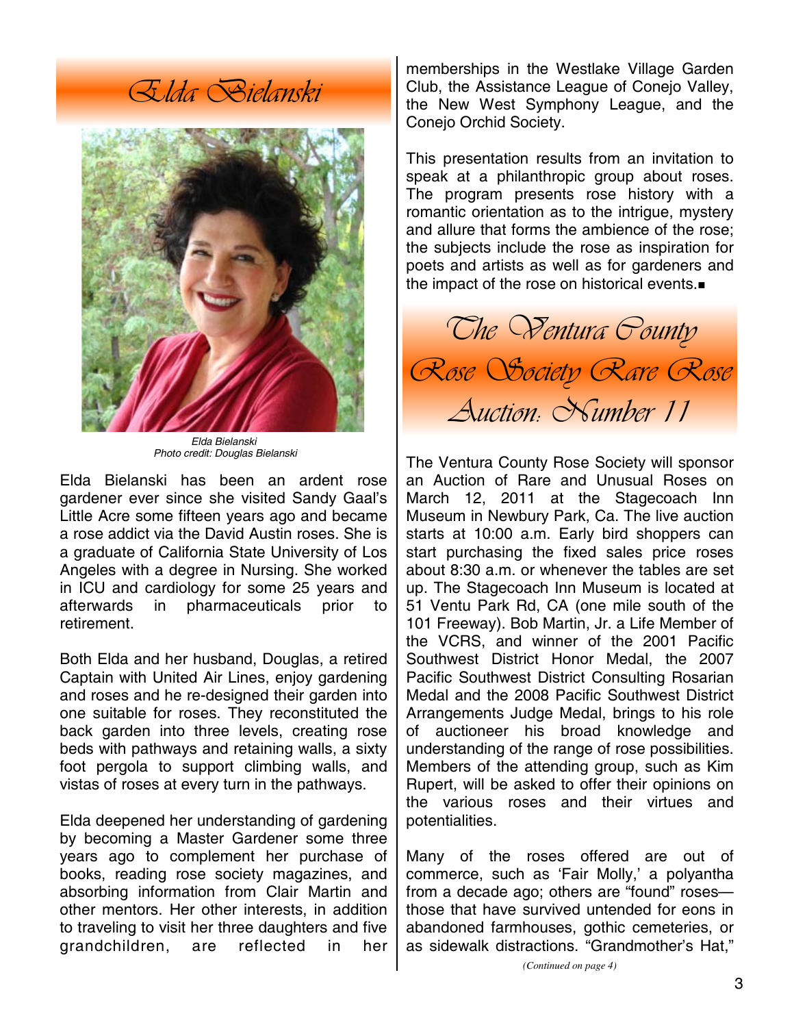## Elda Bielanski

*Elda Bielanski*
*Photo credit: Douglas Bielanski*

Elda Bielanski has been an ardent rose gardener ever since she visited Sandy Gaal's Little Acre some fifteen years ago and became a rose addict via the David Austin roses. She is a graduate of California State University of Los Angeles with a degree in Nursing. She worked in ICU and cardiology for some 25 years and afterwards in pharmaceuticals prior to retirement.

Both Elda and her husband, Douglas, a retired Captain with United Air Lines, enjoy gardening and roses and he re-designed their garden into one suitable for roses. They reconstituted the back garden into three levels, creating rose beds with pathways and retaining walls, a sixty foot pergola to support climbing walls, and vistas of roses at every turn in the pathways.

Elda deepened her understanding of gardening by becoming a Master Gardener some three years ago to complement her purchase of books, reading rose society magazines, and absorbing information from Clair Martin and other mentors. Her other interests, in addition to traveling to visit her three daughters and five grandchildren, are reflected in her memberships in the Westlake Village Garden Club, the Assistance League of Conejo Valley, the New West Symphony League, and the Conejo Orchid Society.

This presentation results from an invitation to speak at a philanthropic group about roses. The program presents rose history with a romantic orientation as to the intrigue, mystery and allure that forms the ambience of the rose; the subjects include the rose as inspiration for poets and artists as well as for gardeners and the impact of the rose on historical events.■

## The Ventura County Rose Society Rare Rose Auction: Number 11

The Ventura County Rose Society will sponsor an Auction of Rare and Unusual Roses on March 12, 2011 at the Stagecoach Inn Museum in Newbury Park, Ca. The live auction starts at 10:00 a.m. Early bird shoppers can start purchasing the fixed sales price roses about 8:30 a.m. or whenever the tables are set up. The Stagecoach Inn Museum is located at 51 Ventu Park Rd, CA (one mile south of the 101 Freeway). Bob Martin, Jr. a Life Member of the VCRS, and winner of the 2001 Pacific Southwest District Honor Medal, the 2007 Pacific Southwest District Consulting Rosarian Medal and the 2008 Pacific Southwest District Arrangements Judge Medal, brings to his role of auctioneer his broad knowledge and understanding of the range of rose possibilities. Members of the attending group, such as Kim Rupert, will be asked to offer their opinions on the various roses and their virtues and potentialities.

Many of the roses offered are out of commerce, such as 'Fair Molly,' a polyantha from a decade ago; others are "found" roses—those that have survived untended for eons in abandoned farmhouses, gothic cemeteries, or as sidewalk distractions. "Grandmother's Hat,"

*(Continued on page 4)*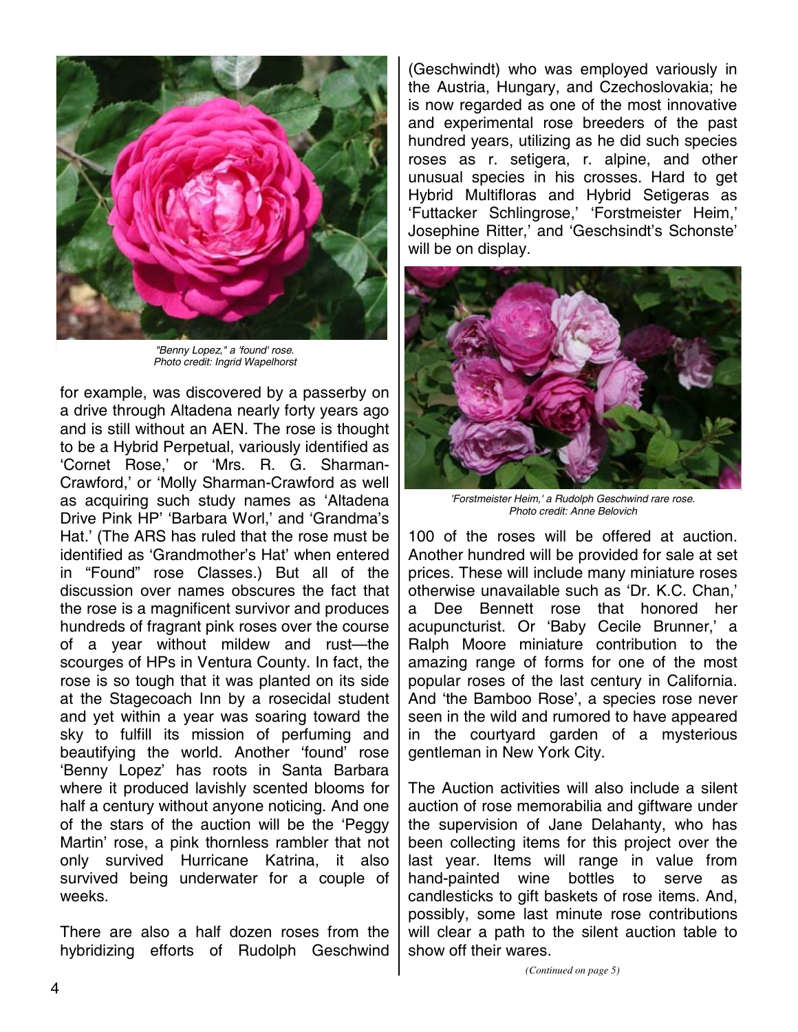*"Benny Lopez," a 'found' rose.*
*Photo credit: Ingrid Wapelhorst*

for example, was discovered by a passerby on a drive through Altadena nearly forty years ago and is still without an AEN. The rose is thought to be a Hybrid Perpetual, variously identified as 'Cornet Rose,' or 'Mrs. R. G. Sharman-Crawford,' or 'Molly Sharman-Crawford as well as acquiring such study names as 'Altadena Drive Pink HP' 'Barbara Worl,' and 'Grandma's Hat.' (The ARS has ruled that the rose must be identified as 'Grandmother's Hat' when entered in "Found" rose Classes.) But all of the discussion over names obscures the fact that the rose is a magnificent survivor and produces hundreds of fragrant pink roses over the course of a year without mildew and rust—the scourges of HPs in Ventura County. In fact, the rose is so tough that it was planted on its side at the Stagecoach Inn by a rosecidal student and yet within a year was soaring toward the sky to fulfill its mission of perfuming and beautifying the world. Another 'found' rose 'Benny Lopez' has roots in Santa Barbara where it produced lavishly scented blooms for half a century without anyone noticing. And one of the stars of the auction will be the 'Peggy Martin' rose, a pink thornless rambler that not only survived Hurricane Katrina, it also survived being underwater for a couple of weeks.

There are also a half dozen roses from the hybridizing efforts of Rudolph Geschwind (Geschwindt) who was employed variously in the Austria, Hungary, and Czechoslovakia; he is now regarded as one of the most innovative and experimental rose breeders of the past hundred years, utilizing as he did such species roses as r. setigera, r. alpine, and other unusual species in his crosses. Hard to get Hybrid Multifloras and Hybrid Setigeras as 'Futtacker Schlingrose,' 'Forstmeister Heim,' Josephine Ritter,' and 'Geschsindt's Schonste' will be on display.

*'Forstmeister Heim,' a Rudolph Geschwind rare rose.*
*Photo credit: Anne Belovich*

100 of the roses will be offered at auction. Another hundred will be provided for sale at set prices. These will include many miniature roses otherwise unavailable such as 'Dr. K.C. Chan,' a Dee Bennett rose that honored her acupuncturist. Or 'Baby Cecile Brunner,' a Ralph Moore miniature contribution to the amazing range of forms for one of the most popular roses of the last century in California. And 'the Bamboo Rose', a species rose never seen in the wild and rumored to have appeared in the courtyard garden of a mysterious gentleman in New York City.

The Auction activities will also include a silent auction of rose memorabilia and giftware under the supervision of Jane Delahanty, who has been collecting items for this project over the last year. Items will range in value from hand-painted wine bottles to serve as candlesticks to gift baskets of rose items. And, possibly, some last minute rose contributions will clear a path to the silent auction table to show off their wares.

*(Continued on page 5)*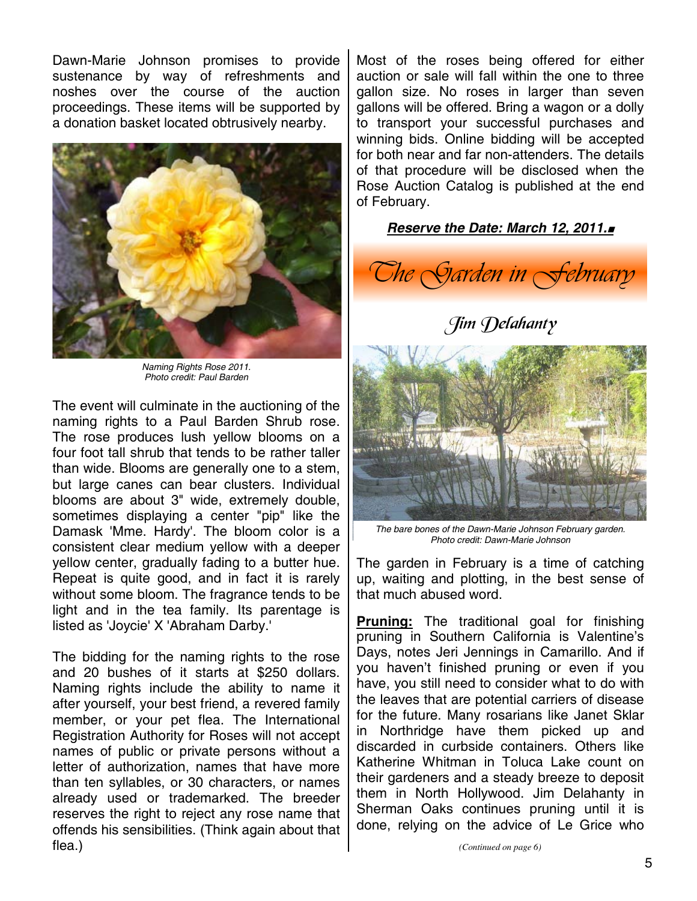Dawn-Marie Johnson promises to provide sustenance by way of refreshments and noshes over the course of the auction proceedings. These items will be supported by a donation basket located obtrusively nearby.

*Naming Rights Rose 2011.*
*Photo credit: Paul Barden*

The event will culminate in the auctioning of the naming rights to a Paul Barden Shrub rose. The rose produces lush yellow blooms on a four foot tall shrub that tends to be rather taller than wide. Blooms are generally one to a stem, but large canes can bear clusters. Individual blooms are about 3" wide, extremely double, sometimes displaying a center "pip" like the Damask 'Mme. Hardy'. The bloom color is a consistent clear medium yellow with a deeper yellow center, gradually fading to a butter hue. Repeat is quite good, and in fact it is rarely without some bloom. The fragrance tends to be light and in the tea family. Its parentage is listed as 'Joycie' X 'Abraham Darby.'

The bidding for the naming rights to the rose and 20 bushes of it starts at $250 dollars. Naming rights include the ability to name it after yourself, your best friend, a revered family member, or your pet flea. The International Registration Authority for Roses will not accept names of public or private persons without a letter of authorization, names that have more than ten syllables, or 30 characters, or names already used or trademarked. The breeder reserves the right to reject any rose name that offends his sensibilities. (Think again about that flea.)

Most of the roses being offered for either auction or sale will fall within the one to three gallon size. No roses in larger than seven gallons will be offered. Bring a wagon or a dolly to transport your successful purchases and winning bids. Online bidding will be accepted for both near and far non-attenders. The details of that procedure will be disclosed when the Rose Auction Catalog is published at the end of February.

***Reserve the Date: March 12, 2011.■***

# *The Garden in February*

## *Jim Delahanty*

*The bare bones of the Dawn-Marie Johnson February garden.*
*Photo credit: Dawn-Marie Johnson*

The garden in February is a time of catching up, waiting and plotting, in the best sense of that much abused word.

**Pruning:** The traditional goal for finishing pruning in Southern California is Valentine's Days, notes Jeri Jennings in Camarillo. And if you haven't finished pruning or even if you have, you still need to consider what to do with the leaves that are potential carriers of disease for the future. Many rosarians like Janet Sklar in Northridge have them picked up and discarded in curbside containers. Others like Katherine Whitman in Toluca Lake count on their gardeners and a steady breeze to deposit them in North Hollywood. Jim Delahanty in Sherman Oaks continues pruning until it is done, relying on the advice of Le Grice who

*(Continued on page 6)*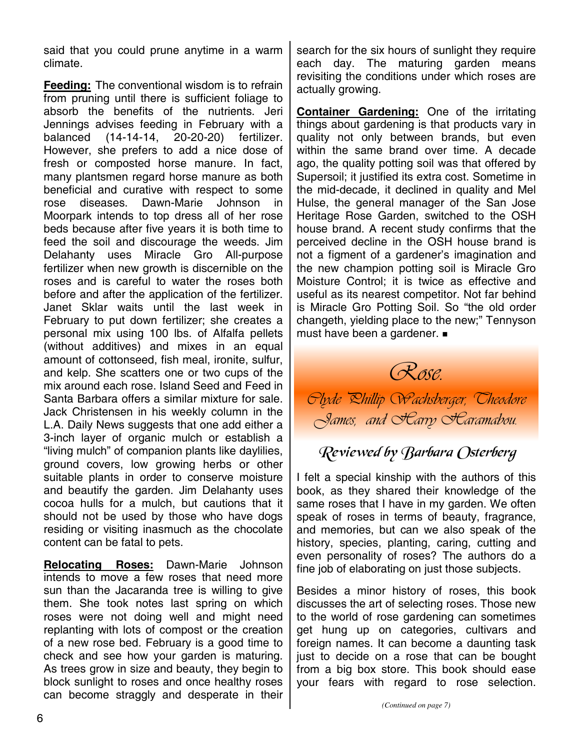said that you could prune anytime in a warm climate.

**Feeding:** The conventional wisdom is to refrain from pruning until there is sufficient foliage to absorb the benefits of the nutrients. Jeri Jennings advises feeding in February with a balanced (14-14-14, 20-20-20) fertilizer. However, she prefers to add a nice dose of fresh or composted horse manure. In fact, many plantsmen regard horse manure as both beneficial and curative with respect to some rose diseases. Dawn-Marie Johnson in Moorpark intends to top dress all of her rose beds because after five years it is both time to feed the soil and discourage the weeds. Jim Delahanty uses Miracle Gro All-purpose fertilizer when new growth is discernible on the roses and is careful to water the roses both before and after the application of the fertilizer. Janet Sklar waits until the last week in February to put down fertilizer; she creates a personal mix using 100 lbs. of Alfalfa pellets (without additives) and mixes in an equal amount of cottonseed, fish meal, ironite, sulfur, and kelp. She scatters one or two cups of the mix around each rose. Island Seed and Feed in Santa Barbara offers a similar mixture for sale. Jack Christensen in his weekly column in the L.A. Daily News suggests that one add either a 3-inch layer of organic mulch or establish a "living mulch" of companion plants like daylilies, ground covers, low growing herbs or other suitable plants in order to conserve moisture and beautify the garden. Jim Delahanty uses cocoa hulls for a mulch, but cautions that it should not be used by those who have dogs residing or visiting inasmuch as the chocolate content can be fatal to pets.

**Relocating Roses:** Dawn-Marie Johnson intends to move a few roses that need more sun than the Jacaranda tree is willing to give them. She took notes last spring on which roses were not doing well and might need replanting with lots of compost or the creation of a new rose bed. February is a good time to check and see how your garden is maturing. As trees grow in size and beauty, they begin to block sunlight to roses and once healthy roses can become straggly and desperate in their search for the six hours of sunlight they require each day. The maturing garden means revisiting the conditions under which roses are actually growing.

**Container Gardening:** One of the irritating things about gardening is that products vary in quality not only between brands, but even within the same brand over time. A decade ago, the quality potting soil was that offered by Supersoil; it justified its extra cost. Sometime in the mid-decade, it declined in quality and Mel Hulse, the general manager of the San Jose Heritage Rose Garden, switched to the OSH house brand. A recent study confirms that the perceived decline in the OSH house brand is not a figment of a gardener's imagination and the new champion potting soil is Miracle Gro Moisture Control; it is twice as effective and useful as its nearest competitor. Not far behind is Miracle Gro Potting Soil. So "the old order changeth, yielding place to the new;" Tennyson must have been a gardener. ■

## *Rose.*

*Clyde Phillip Wachsberger, Theodore James, and Harry Haramabou.*

### *Reviewed by Barbara Osterberg*

I felt a special kinship with the authors of this book, as they shared their knowledge of the same roses that I have in my garden. We often speak of roses in terms of beauty, fragrance, and memories, but can we also speak of the history, species, planting, caring, cutting and even personality of roses? The authors do a fine job of elaborating on just those subjects.

Besides a minor history of roses, this book discusses the art of selecting roses. Those new to the world of rose gardening can sometimes get hung up on categories, cultivars and foreign names. It can become a daunting task just to decide on a rose that can be bought from a big box store. This book should ease your fears with regard to rose selection.

*(Continued on page 7)*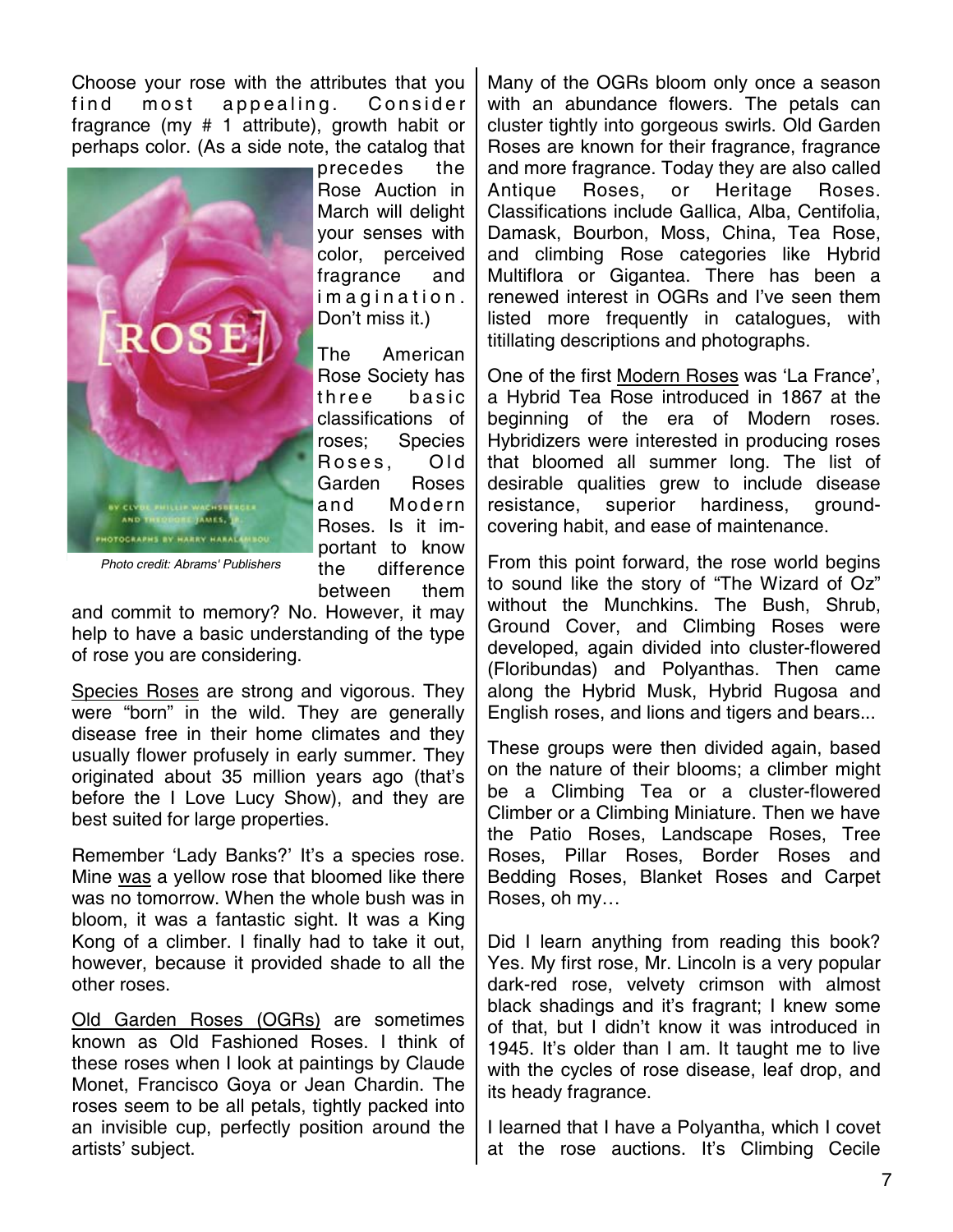Choose your rose with the attributes that you find most appealing. Consider fragrance (my # 1 attribute), growth habit or perhaps color. (As a side note, the catalog that precedes the Rose Auction in March will delight your senses with color, perceived fragrance and imagination. Don't miss it.)

*Photo credit: Abrams' Publishers*

The American Rose Society has three basic classifications of roses; Species Roses, Old Garden Roses and Modern Roses. Is it important to know the difference between them and commit to memory? No. However, it may help to have a basic understanding of the type of rose you are considering.

Species Roses are strong and vigorous. They were "born" in the wild. They are generally disease free in their home climates and they usually flower profusely in early summer. They originated about 35 million years ago (that's before the I Love Lucy Show), and they are best suited for large properties.

Remember 'Lady Banks?' It's a species rose. Mine was a yellow rose that bloomed like there was no tomorrow. When the whole bush was in bloom, it was a fantastic sight. It was a King Kong of a climber. I finally had to take it out, however, because it provided shade to all the other roses.

Old Garden Roses (OGRs) are sometimes known as Old Fashioned Roses. I think of these roses when I look at paintings by Claude Monet, Francisco Goya or Jean Chardin. The roses seem to be all petals, tightly packed into an invisible cup, perfectly position around the artists' subject.

Many of the OGRs bloom only once a season with an abundance flowers. The petals can cluster tightly into gorgeous swirls. Old Garden Roses are known for their fragrance, fragrance and more fragrance. Today they are also called Antique Roses, or Heritage Roses. Classifications include Gallica, Alba, Centifolia, Damask, Bourbon, Moss, China, Tea Rose, and climbing Rose categories like Hybrid Multiflora or Gigantea. There has been a renewed interest in OGRs and I've seen them listed more frequently in catalogues, with titillating descriptions and photographs.

One of the first Modern Roses was 'La France', a Hybrid Tea Rose introduced in 1867 at the beginning of the era of Modern roses. Hybridizers were interested in producing roses that bloomed all summer long. The list of desirable qualities grew to include disease resistance, superior hardiness, ground-covering habit, and ease of maintenance.

From this point forward, the rose world begins to sound like the story of "The Wizard of Oz" without the Munchkins. The Bush, Shrub, Ground Cover, and Climbing Roses were developed, again divided into cluster-flowered (Floribundas) and Polyanthas. Then came along the Hybrid Musk, Hybrid Rugosa and English roses, and lions and tigers and bears...

These groups were then divided again, based on the nature of their blooms; a climber might be a Climbing Tea or a cluster-flowered Climber or a Climbing Miniature. Then we have the Patio Roses, Landscape Roses, Tree Roses, Pillar Roses, Border Roses and Bedding Roses, Blanket Roses and Carpet Roses, oh my…

Did I learn anything from reading this book? Yes. My first rose, Mr. Lincoln is a very popular dark-red rose, velvety crimson with almost black shadings and it's fragrant; I knew some of that, but I didn't know it was introduced in 1945. It's older than I am. It taught me to live with the cycles of rose disease, leaf drop, and its heady fragrance.

I learned that I have a Polyantha, which I covet at the rose auctions. It's Climbing Cecile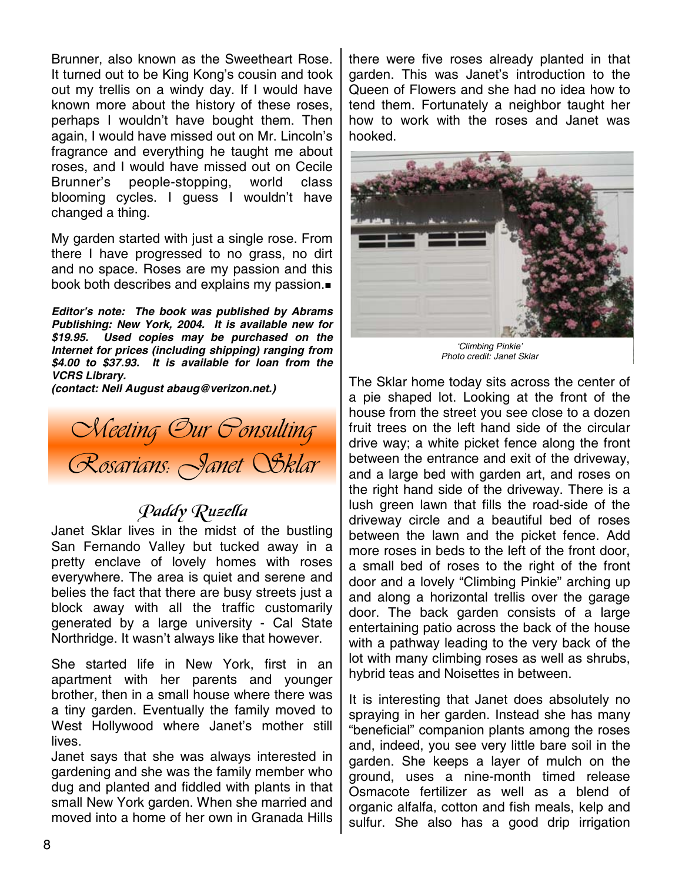Brunner, also known as the Sweetheart Rose. It turned out to be King Kong's cousin and took out my trellis on a windy day. If I would have known more about the history of these roses, perhaps I wouldn't have bought them. Then again, I would have missed out on Mr. Lincoln's fragrance and everything he taught me about roses, and I would have missed out on Cecile Brunner's people-stopping, world class blooming cycles. I guess I wouldn't have changed a thing.

My garden started with just a single rose. From there I have progressed to no grass, no dirt and no space. Roses are my passion and this book both describes and explains my passion.■

***Editor's note: The book was published by Abrams Publishing: New York, 2004. It is available new for $19.95. Used copies may be purchased on the Internet for prices (including shipping) ranging from $4.00 to $37.93. It is available for loan from the VCRS Library.***
***(contact: Nell August abaug@verizon.net.)***

## Meeting Our Consulting Rosarians: Janet Sklar

### Paddy Ruzella

Janet Sklar lives in the midst of the bustling San Fernando Valley but tucked away in a pretty enclave of lovely homes with roses everywhere. The area is quiet and serene and belies the fact that there are busy streets just a block away with all the traffic customarily generated by a large university - Cal State Northridge. It wasn't always like that however.

She started life in New York, first in an apartment with her parents and younger brother, then in a small house where there was a tiny garden. Eventually the family moved to West Hollywood where Janet's mother still lives.

Janet says that she was always interested in gardening and she was the family member who dug and planted and fiddled with plants in that small New York garden. When she married and moved into a home of her own in Granada Hills there were five roses already planted in that garden. This was Janet's introduction to the Queen of Flowers and she had no idea how to tend them. Fortunately a neighbor taught her how to work with the roses and Janet was hooked.

*'Climbing Pinkie'*
*Photo credit: Janet Sklar*

The Sklar home today sits across the center of a pie shaped lot. Looking at the front of the house from the street you see close to a dozen fruit trees on the left hand side of the circular drive way; a white picket fence along the front between the entrance and exit of the driveway, and a large bed with garden art, and roses on the right hand side of the driveway. There is a lush green lawn that fills the road-side of the driveway circle and a beautiful bed of roses between the lawn and the picket fence. Add more roses in beds to the left of the front door, a small bed of roses to the right of the front door and a lovely "Climbing Pinkie" arching up and along a horizontal trellis over the garage door. The back garden consists of a large entertaining patio across the back of the house with a pathway leading to the very back of the lot with many climbing roses as well as shrubs, hybrid teas and Noisettes in between.

It is interesting that Janet does absolutely no spraying in her garden. Instead she has many "beneficial" companion plants among the roses and, indeed, you see very little bare soil in the garden. She keeps a layer of mulch on the ground, uses a nine-month timed release Osmacote fertilizer as well as a blend of organic alfalfa, cotton and fish meals, kelp and sulfur. She also has a good drip irrigation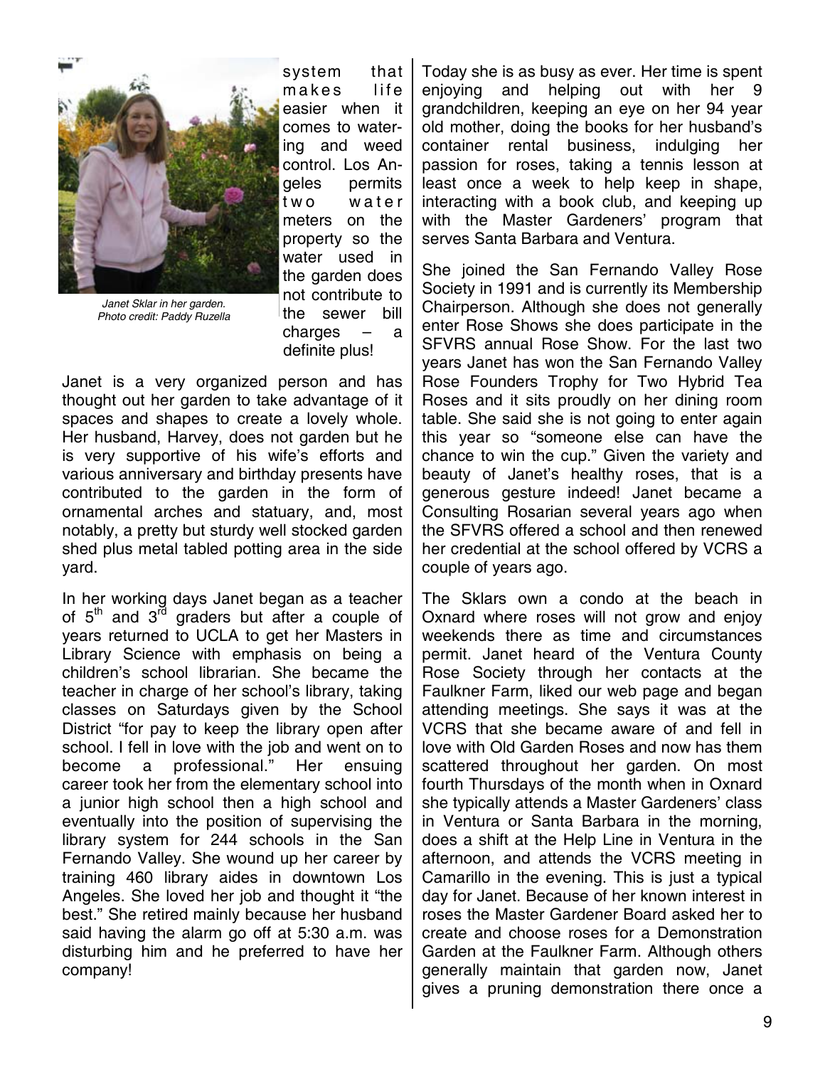system that makes life easier when it comes to watering and weed control. Los Angeles permits two water meters on the property so the water used in the garden does not contribute to the sewer bill charges – a definite plus!

*Janet Sklar in her garden. Photo credit: Paddy Ruzella*

Janet is a very organized person and has thought out her garden to take advantage of it spaces and shapes to create a lovely whole. Her husband, Harvey, does not garden but he is very supportive of his wife's efforts and various anniversary and birthday presents have contributed to the garden in the form of ornamental arches and statuary, and, most notably, a pretty but sturdy well stocked garden shed plus metal tabled potting area in the side yard.

In her working days Janet began as a teacher of 5th and 3rd graders but after a couple of years returned to UCLA to get her Masters in Library Science with emphasis on being a children's school librarian. She became the teacher in charge of her school's library, taking classes on Saturdays given by the School District "for pay to keep the library open after school. I fell in love with the job and went on to become a professional." Her ensuing career took her from the elementary school into a junior high school then a high school and eventually into the position of supervising the library system for 244 schools in the San Fernando Valley. She wound up her career by training 460 library aides in downtown Los Angeles. She loved her job and thought it "the best." She retired mainly because her husband said having the alarm go off at 5:30 a.m. was disturbing him and he preferred to have her company!

Today she is as busy as ever. Her time is spent enjoying and helping out with her 9 grandchildren, keeping an eye on her 94 year old mother, doing the books for her husband's container rental business, indulging her passion for roses, taking a tennis lesson at least once a week to help keep in shape, interacting with a book club, and keeping up with the Master Gardeners' program that serves Santa Barbara and Ventura.

She joined the San Fernando Valley Rose Society in 1991 and is currently its Membership Chairperson. Although she does not generally enter Rose Shows she does participate in the SFVRS annual Rose Show. For the last two years Janet has won the San Fernando Valley Rose Founders Trophy for Two Hybrid Tea Roses and it sits proudly on her dining room table. She said she is not going to enter again this year so "someone else can have the chance to win the cup." Given the variety and beauty of Janet's healthy roses, that is a generous gesture indeed! Janet became a Consulting Rosarian several years ago when the SFVRS offered a school and then renewed her credential at the school offered by VCRS a couple of years ago.

The Sklars own a condo at the beach in Oxnard where roses will not grow and enjoy weekends there as time and circumstances permit. Janet heard of the Ventura County Rose Society through her contacts at the Faulkner Farm, liked our web page and began attending meetings. She says it was at the VCRS that she became aware of and fell in love with Old Garden Roses and now has them scattered throughout her garden. On most fourth Thursdays of the month when in Oxnard she typically attends a Master Gardeners' class in Ventura or Santa Barbara in the morning, does a shift at the Help Line in Ventura in the afternoon, and attends the VCRS meeting in Camarillo in the evening. This is just a typical day for Janet. Because of her known interest in roses the Master Gardener Board asked her to create and choose roses for a Demonstration Garden at the Faulkner Farm. Although others generally maintain that garden now, Janet gives a pruning demonstration there once a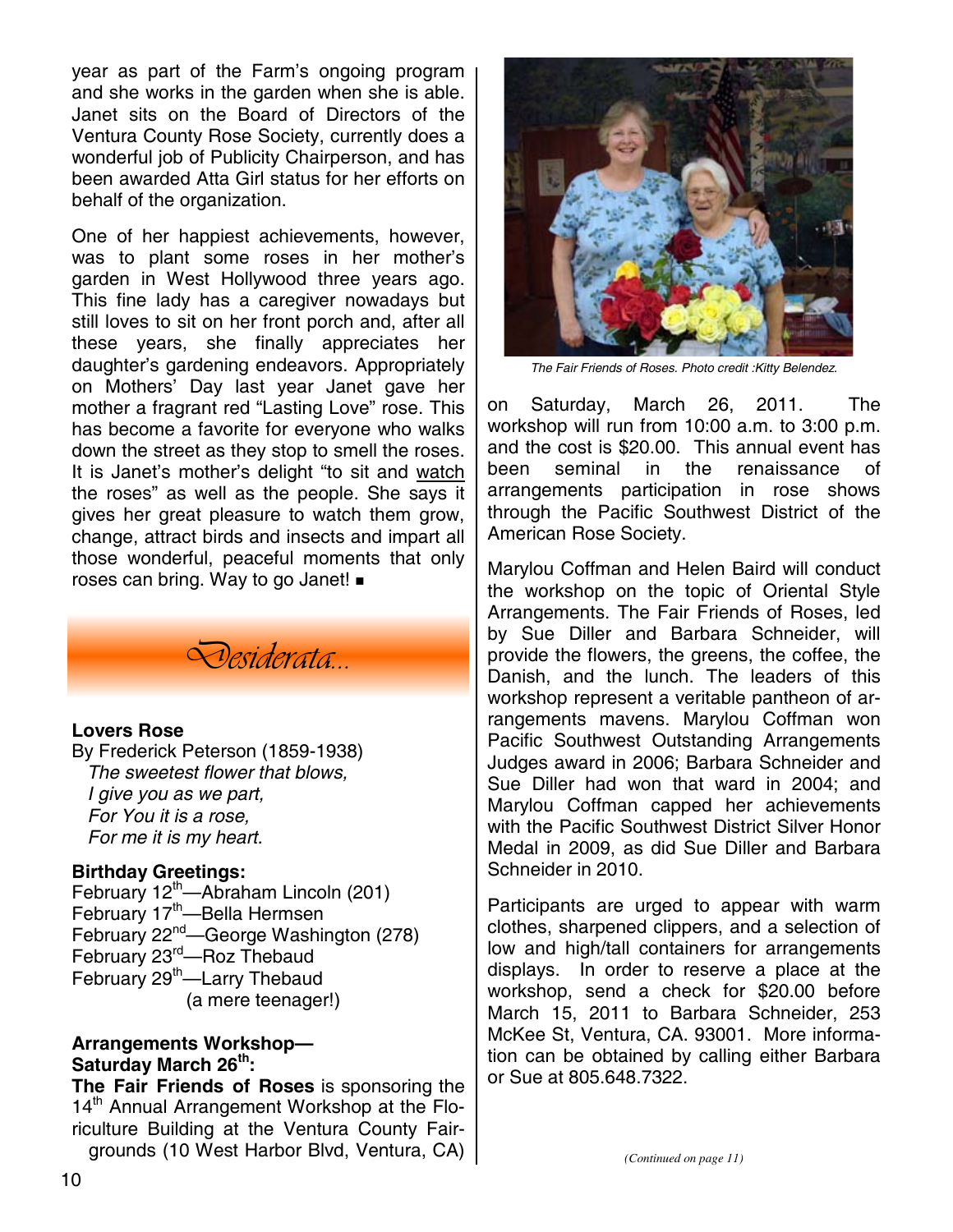year as part of the Farm's ongoing program and she works in the garden when she is able. Janet sits on the Board of Directors of the Ventura County Rose Society, currently does a wonderful job of Publicity Chairperson, and has been awarded Atta Girl status for her efforts on behalf of the organization.

One of her happiest achievements, however, was to plant some roses in her mother's garden in West Hollywood three years ago. This fine lady has a caregiver nowadays but still loves to sit on her front porch and, after all these years, she finally appreciates her daughter's gardening endeavors. Appropriately on Mothers' Day last year Janet gave her mother a fragrant red "Lasting Love" rose. This has become a favorite for everyone who walks down the street as they stop to smell the roses. It is Janet's mother's delight "to sit and watch the roses" as well as the people. She says it gives her great pleasure to watch them grow, change, attract birds and insects and impart all those wonderful, peaceful moments that only roses can bring. Way to go Janet! ■

## *Desiderata...*

**Lovers Rose**
By Frederick Peterson (1859-1938)

*The sweetest flower that blows,*
*I give you as we part,*
*For You it is a rose,*
*For me it is my heart.*

**Birthday Greetings:**

February 12th—Abraham Lincoln (201)
February 17th—Bella Hermsen
February 22nd—George Washington (278)
February 23rd—Roz Thebaud
February 29th—Larry Thebaud (a mere teenager!)

**Arrangements Workshop—Saturday March 26th:**

**The Fair Friends of Roses** is sponsoring the 14th Annual Arrangement Workshop at the Floriculture Building at the Ventura County Fairgrounds (10 West Harbor Blvd, Ventura, CA) on Saturday, March 26, 2011. The workshop will run from 10:00 a.m. to 3:00 p.m. and the cost is $20.00. This annual event has been seminal in the renaissance of arrangements participation in rose shows through the Pacific Southwest District of the American Rose Society.

*The Fair Friends of Roses. Photo credit :Kitty Belendez.*

Marylou Coffman and Helen Baird will conduct the workshop on the topic of Oriental Style Arrangements. The Fair Friends of Roses, led by Sue Diller and Barbara Schneider, will provide the flowers, the greens, the coffee, the Danish, and the lunch. The leaders of this workshop represent a veritable pantheon of arrangements mavens. Marylou Coffman won Pacific Southwest Outstanding Arrangements Judges award in 2006; Barbara Schneider and Sue Diller had won that ward in 2004; and Marylou Coffman capped her achievements with the Pacific Southwest District Silver Honor Medal in 2009, as did Sue Diller and Barbara Schneider in 2010.

Participants are urged to appear with warm clothes, sharpened clippers, and a selection of low and high/tall containers for arrangements displays. In order to reserve a place at the workshop, send a check for $20.00 before March 15, 2011 to Barbara Schneider, 253 McKee St, Ventura, CA. 93001. More information can be obtained by calling either Barbara or Sue at 805.648.7322.

*(Continued on page 11)*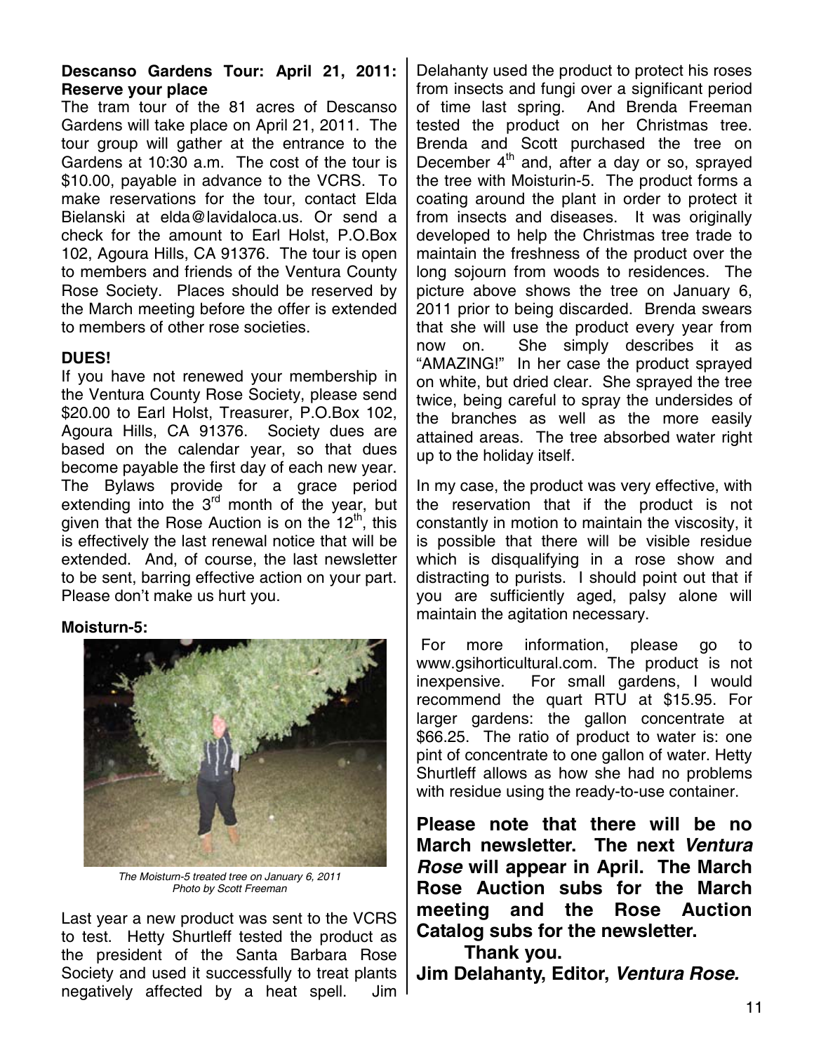**Descanso Gardens Tour: April 21, 2011: Reserve your place**

The tram tour of the 81 acres of Descanso Gardens will take place on April 21, 2011. The tour group will gather at the entrance to the Gardens at 10:30 a.m. The cost of the tour is $10.00, payable in advance to the VCRS. To make reservations for the tour, contact Elda Bielanski at elda@lavidaloca.us. Or send a check for the amount to Earl Holst, P.O.Box 102, Agoura Hills, CA 91376. The tour is open to members and friends of the Ventura County Rose Society. Places should be reserved by the March meeting before the offer is extended to members of other rose societies.

**DUES!**

If you have not renewed your membership in the Ventura County Rose Society, please send $20.00 to Earl Holst, Treasurer, P.O.Box 102, Agoura Hills, CA 91376. Society dues are based on the calendar year, so that dues become payable the first day of each new year. The Bylaws provide for a grace period extending into the 3rd month of the year, but given that the Rose Auction is on the 12th, this is effectively the last renewal notice that will be extended. And, of course, the last newsletter to be sent, barring effective action on your part. Please don't make us hurt you.

**Moisturn-5:**

*The Moisturn-5 treated tree on January 6, 2011*
*Photo by Scott Freeman*

Last year a new product was sent to the VCRS to test. Hetty Shurtleff tested the product as the president of the Santa Barbara Rose Society and used it successfully to treat plants negatively affected by a heat spell. Jim Delahanty used the product to protect his roses from insects and fungi over a significant period of time last spring. And Brenda Freeman tested the product on her Christmas tree. Brenda and Scott purchased the tree on December 4th and, after a day or so, sprayed the tree with Moisturin-5. The product forms a coating around the plant in order to protect it from insects and diseases. It was originally developed to help the Christmas tree trade to maintain the freshness of the product over the long sojourn from woods to residences. The picture above shows the tree on January 6, 2011 prior to being discarded. Brenda swears that she will use the product every year from now on. She simply describes it as "AMAZING!" In her case the product sprayed on white, but dried clear. She sprayed the tree twice, being careful to spray the undersides of the branches as well as the more easily attained areas. The tree absorbed water right up to the holiday itself.

In my case, the product was very effective, with the reservation that if the product is not constantly in motion to maintain the viscosity, it is possible that there will be visible residue which is disqualifying in a rose show and distracting to purists. I should point out that if you are sufficiently aged, palsy alone will maintain the agitation necessary.

For more information, please go to www.gsihorticultural.com. The product is not inexpensive. For small gardens, I would recommend the quart RTU at $15.95. For larger gardens: the gallon concentrate at $66.25. The ratio of product to water is: one pint of concentrate to one gallon of water. Hetty Shurtleff allows as how she had no problems with residue using the ready-to-use container.

**Please note that there will be no March newsletter. The next *Ventura Rose* will appear in April. The March Rose Auction subs for the March meeting and the Rose Auction Catalog subs for the newsletter.**

**Thank you.**

**Jim Delahanty, Editor, *Ventura Rose.***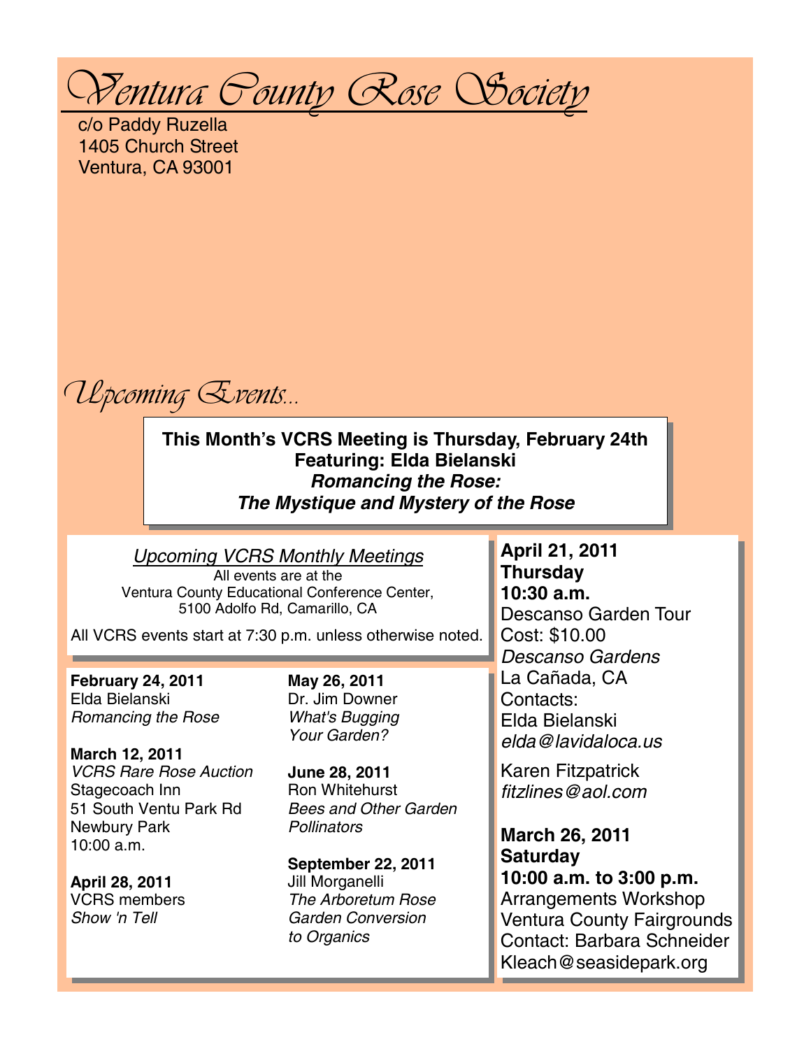# Ventura County Rose Society

c/o Paddy Ruzella
1405 Church Street
Ventura, CA 93001

## Upcoming Events...

**This Month's VCRS Meeting is Thursday, February 24th**
**Featuring: Elda Bielanski**
***Romancing the Rose:***
***The Mystique and Mystery of the Rose***

### Upcoming VCRS Monthly Meetings

All events are at the
Ventura County Educational Conference Center,
5100 Adolfo Rd, Camarillo, CA

All VCRS events start at 7:30 p.m. unless otherwise noted.

**February 24, 2011**
Elda Bielanski
*Romancing the Rose*

**March 12, 2011**
*VCRS Rare Rose Auction*
Stagecoach Inn
51 South Ventu Park Rd
Newbury Park
10:00 a.m.

**April 28, 2011**
VCRS members
*Show 'n Tell*

**May 26, 2011**
Dr. Jim Downer
*What's Bugging Your Garden?*

**June 28, 2011**
Ron Whitehurst
*Bees and Other Garden Pollinators*

**September 22, 2011**
Jill Morganelli
*The Arboretum Rose Garden Conversion to Organics*

**April 21, 2011**
**Thursday**
**10:30 a.m.**
Descanso Garden Tour
Cost: $10.00
*Descanso Gardens*
La Cañada, CA
Contacts:
Elda Bielanski
*elda@lavidaloca.us*

Karen Fitzpatrick
*fitzlines@aol.com*

**March 26, 2011**
**Saturday**
**10:00 a.m. to 3:00 p.m.**
Arrangements Workshop
Ventura County Fairgrounds
Contact: Barbara Schneider
Kleach@seasidepark.org